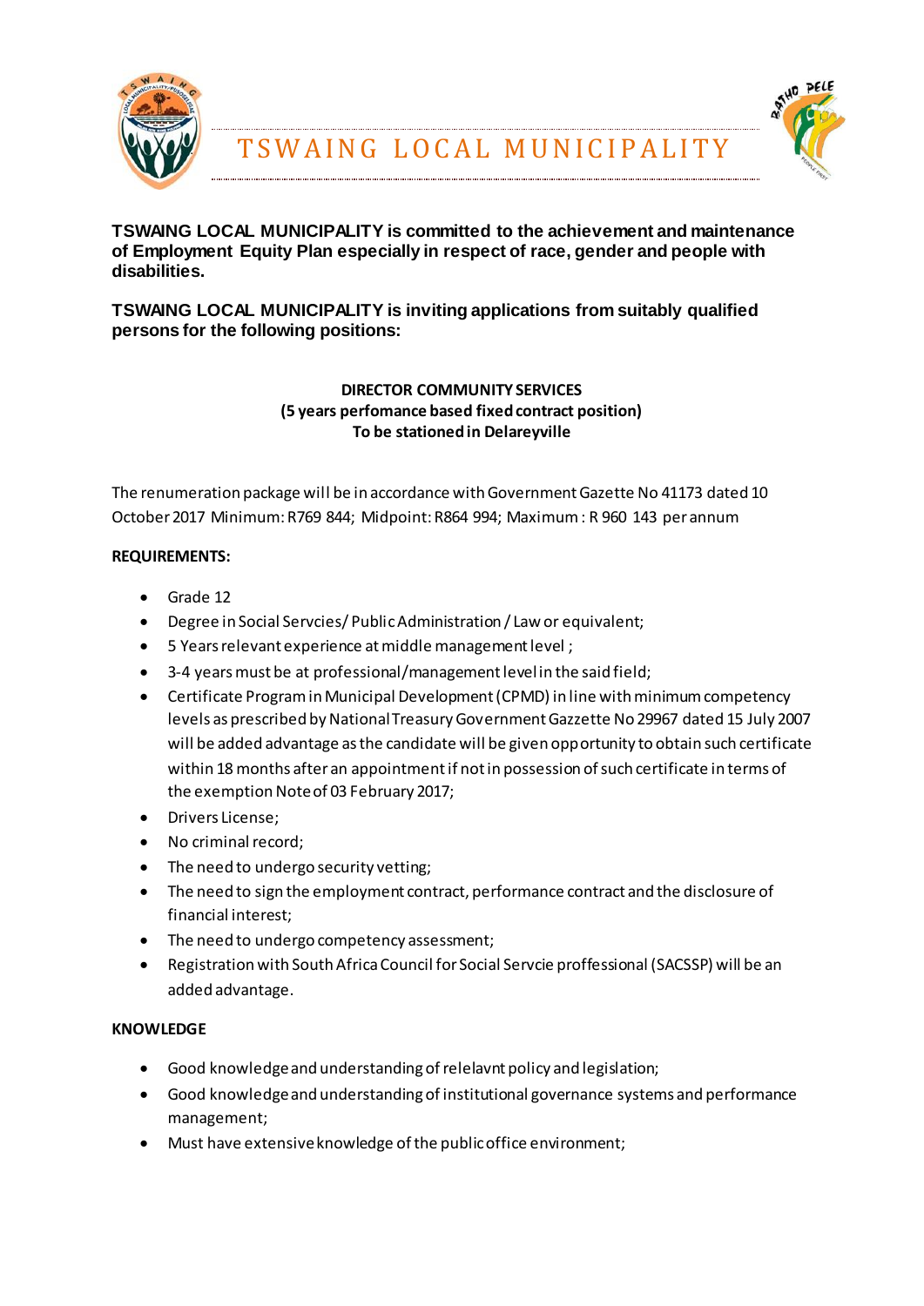# TSWAING LOCAL MUNICIPALITY

**TSWAING LOCAL MUNICIPALITY is committed to the achievement and maintenance of Employment Equity Plan especially in respect of race, gender and people with disabilities.**

**TSWAING LOCAL MUNICIPALITY is inviting applications from suitably qualified persons for the following positions:**

**DIRECTOR COMMUNITY SERVICES**
**(5 years perfomance based fixed contract position)**
**To be stationed in Delareyville**

The renumeration package will be in accordance with Government Gazette No 41173 dated 10 October 2017 Minimum: R769 844; Midpoint: R864 994; Maximum : R 960 143 per annum

**REQUIREMENTS:**

- Grade 12
- Degree in Social Servcies/ Public Administration / Law or equivalent;
- 5 Years relevant experience at middle management level ;
- 3-4 years must be at professional/management level in the said field;
- Certificate Program in Municipal Development (CPMD) in line with minimum competency levels as prescribed by National Treasury Government Gazzette No 29967 dated 15 July 2007 will be added advantage as the candidate will be given opportunity to obtain such certificate within 18 months after an appointment if not in possession of such certificate in terms of the exemption Note of 03 February 2017;
- Drivers License;
- No criminal record;
- The need to undergo security vetting;
- The need to sign the employment contract, performance contract and the disclosure of financial interest;
- The need to undergo competency assessment;
- Registration with South Africa Council for Social Servcie proffessional (SACSSP) will be an added advantage.

**KNOWLEDGE**

- Good knowledge and understanding of relelavnt policy and legislation;
- Good knowledge and understanding of institutional governance systems and performance management;
- Must have extensive knowledge of the public office environment;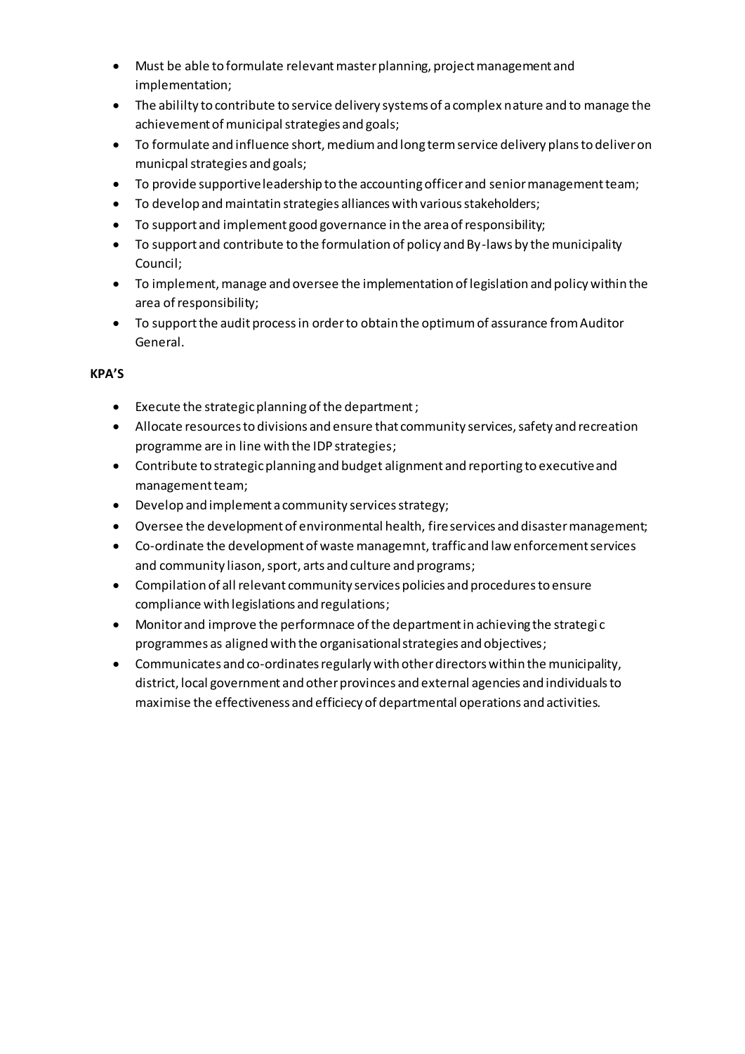- Must be able to formulate relevant master planning, project management and implementation;
- The abililty to contribute to service delivery systems of a complex nature and to manage the achievement of municipal strategies and goals;
- To formulate and influence short, medium and long term service delivery plans to deliver on municpal strategies and goals;
- To provide supportive leadership to the accounting officer and senior management team;
- To develop and maintatin strategies alliances with various stakeholders;
- To support and implement good governance in the area of responsibility;
- To support and contribute to the formulation of policy and By-laws by the municipality Council;
- To implement, manage and oversee the implementation of legislation and policy within the area of responsibility;
- To support the audit process in order to obtain the optimum of assurance from Auditor General.

**KPA'S**

- Execute the strategic planning of the department ;
- Allocate resources to divisions and ensure that community services, safety and recreation programme are in line with the IDP strategies;
- Contribute to strategic planning and budget alignment and reporting to executive and management team;
- Develop and implement a community services strategy;
- Oversee the development of environmental health, fire services and disaster management;
- Co-ordinate the development of waste managemnt, traffic and law enforcement services and community liason, sport, arts and culture and programs;
- Compilation of all relevant community services policies and procedures to ensure compliance with legislations and regulations;
- Monitor and improve the performnace of the department in achieving the strategi c programmes as aligned with the organisational strategies and objectives;
- Communicates and co-ordinates regularly with other directors within the municipality, district, local government and other provinces and external agencies and individuals to maximise the effectiveness and efficiecy of departmental operations and activities.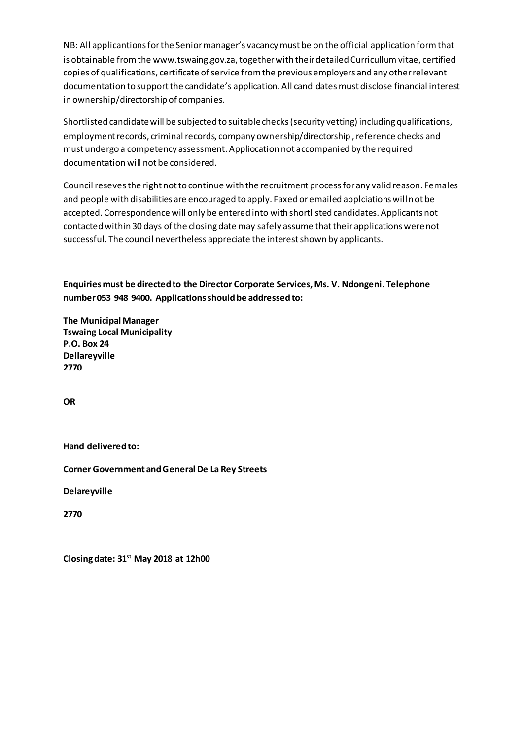NB: All applicantions for the Senior manager's vacancy must be on the official application form that is obtainable from the www.tswaing.gov.za, together with their detailed Curricullum vitae, certified copies of qualifications, certificate of service from the previous employers and any other relevant documentation to support the candidate's application. All candidates must disclose financial interest in ownership/directorship of companies.

Shortlisted candidate will be subjected to suitable checks (security vetting) including qualifications, employment records, criminal records, company ownership/directorship, reference checks and must undergo a competency assessment. Appliocation not accompanied by the required documentation will not be considered.

Council reseves the right not to continue with the recruitment process for any valid reason. Females and people with disabilities are encouraged to apply. Faxed or emailed applciations will not be accepted. Correspondence will only be entered into with shortlisted candidates. Applicants not contacted within 30 days of the closing date may safely assume that their applications were not successful. The council nevertheless appreciate the interest shown by applicants.

**Enquiries must be directed to the Director Corporate Services, Ms. V. Ndongeni. Telephone number 053 948 9400. Applications should be addressed to:**

**The Municipal Manager**
**Tswaing Local Municipality**
**P.O. Box 24**
**Dellareyville**
**2770**

**OR**

**Hand delivered to:**

**Corner Government and General De La Rey Streets**

**Delareyville**

**2770**

**Closing date: 31st May 2018 at 12h00**